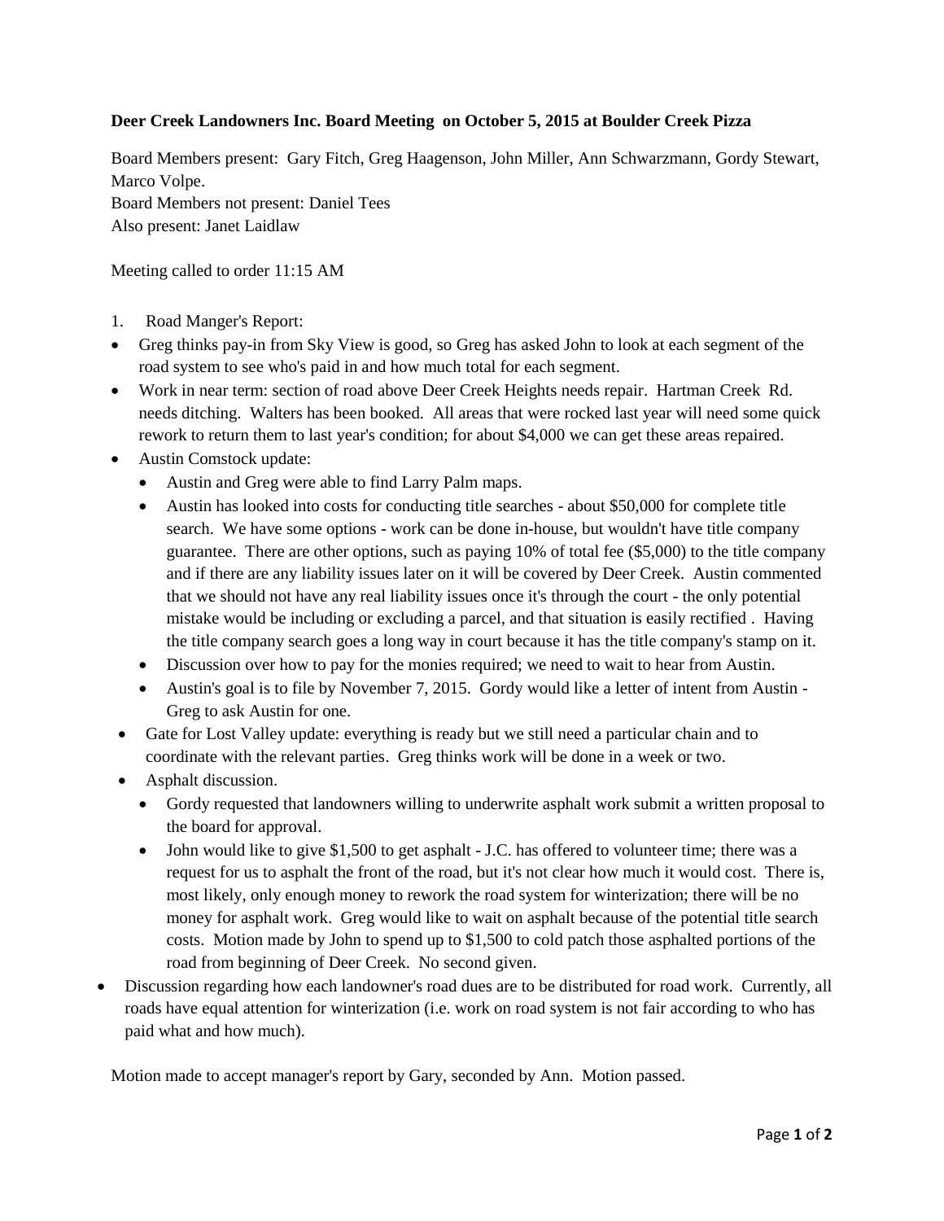**Deer Creek Landowners Inc. Board Meeting on October 5, 2015 at Boulder Creek Pizza**

Board Members present: Gary Fitch, Greg Haagenson, John Miller, Ann Schwarzmann, Gordy Stewart, Marco Volpe.
Board Members not present: Daniel Tees
Also present: Janet Laidlaw

Meeting called to order 11:15 AM

1. Road Manger's Report:

- Greg thinks pay-in from Sky View is good, so Greg has asked John to look at each segment of the road system to see who's paid in and how much total for each segment.
- Work in near term: section of road above Deer Creek Heights needs repair. Hartman Creek Rd. needs ditching. Walters has been booked. All areas that were rocked last year will need some quick rework to return them to last year's condition; for about $4,000 we can get these areas repaired.
- Austin Comstock update:
  - Austin and Greg were able to find Larry Palm maps.
  - Austin has looked into costs for conducting title searches - about $50,000 for complete title search. We have some options - work can be done in-house, but wouldn't have title company guarantee. There are other options, such as paying 10% of total fee ($5,000) to the title company and if there are any liability issues later on it will be covered by Deer Creek. Austin commented that we should not have any real liability issues once it's through the court - the only potential mistake would be including or excluding a parcel, and that situation is easily rectified . Having the title company search goes a long way in court because it has the title company's stamp on it.
  - Discussion over how to pay for the monies required; we need to wait to hear from Austin.
  - Austin's goal is to file by November 7, 2015. Gordy would like a letter of intent from Austin - Greg to ask Austin for one.
- Gate for Lost Valley update: everything is ready but we still need a particular chain and to coordinate with the relevant parties. Greg thinks work will be done in a week or two.
- Asphalt discussion.
  - Gordy requested that landowners willing to underwrite asphalt work submit a written proposal to the board for approval.
  - John would like to give $1,500 to get asphalt - J.C. has offered to volunteer time; there was a request for us to asphalt the front of the road, but it's not clear how much it would cost. There is, most likely, only enough money to rework the road system for winterization; there will be no money for asphalt work. Greg would like to wait on asphalt because of the potential title search costs. Motion made by John to spend up to $1,500 to cold patch those asphalted portions of the road from beginning of Deer Creek. No second given.
- Discussion regarding how each landowner's road dues are to be distributed for road work. Currently, all roads have equal attention for winterization (i.e. work on road system is not fair according to who has paid what and how much).

Motion made to accept manager's report by Gary, seconded by Ann. Motion passed.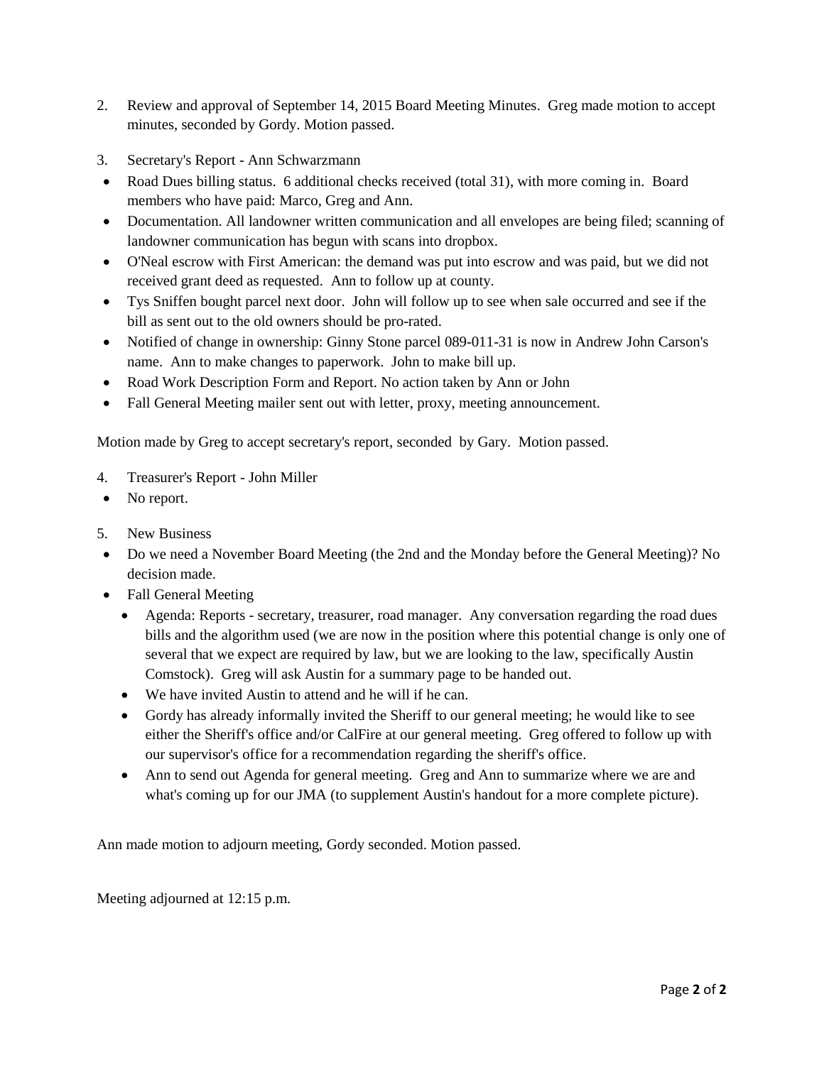2. Review and approval of September 14, 2015 Board Meeting Minutes. Greg made motion to accept minutes, seconded by Gordy. Motion passed.

3. Secretary's Report - Ann Schwarzmann

- Road Dues billing status. 6 additional checks received (total 31), with more coming in. Board members who have paid: Marco, Greg and Ann.
- Documentation. All landowner written communication and all envelopes are being filed; scanning of landowner communication has begun with scans into dropbox.
- O'Neal escrow with First American: the demand was put into escrow and was paid, but we did not received grant deed as requested. Ann to follow up at county.
- Tys Sniffen bought parcel next door. John will follow up to see when sale occurred and see if the bill as sent out to the old owners should be pro-rated.
- Notified of change in ownership: Ginny Stone parcel 089-011-31 is now in Andrew John Carson's name. Ann to make changes to paperwork. John to make bill up.
- Road Work Description Form and Report. No action taken by Ann or John
- Fall General Meeting mailer sent out with letter, proxy, meeting announcement.

Motion made by Greg to accept secretary's report, seconded by Gary. Motion passed.

4. Treasurer's Report - John Miller

- No report.

5. New Business

- Do we need a November Board Meeting (the 2nd and the Monday before the General Meeting)? No decision made.
- Fall General Meeting
  - Agenda: Reports - secretary, treasurer, road manager. Any conversation regarding the road dues bills and the algorithm used (we are now in the position where this potential change is only one of several that we expect are required by law, but we are looking to the law, specifically Austin Comstock). Greg will ask Austin for a summary page to be handed out.
  - We have invited Austin to attend and he will if he can.
  - Gordy has already informally invited the Sheriff to our general meeting; he would like to see either the Sheriff's office and/or CalFire at our general meeting. Greg offered to follow up with our supervisor's office for a recommendation regarding the sheriff's office.
  - Ann to send out Agenda for general meeting. Greg and Ann to summarize where we are and what's coming up for our JMA (to supplement Austin's handout for a more complete picture).

Ann made motion to adjourn meeting, Gordy seconded. Motion passed.

Meeting adjourned at 12:15 p.m.